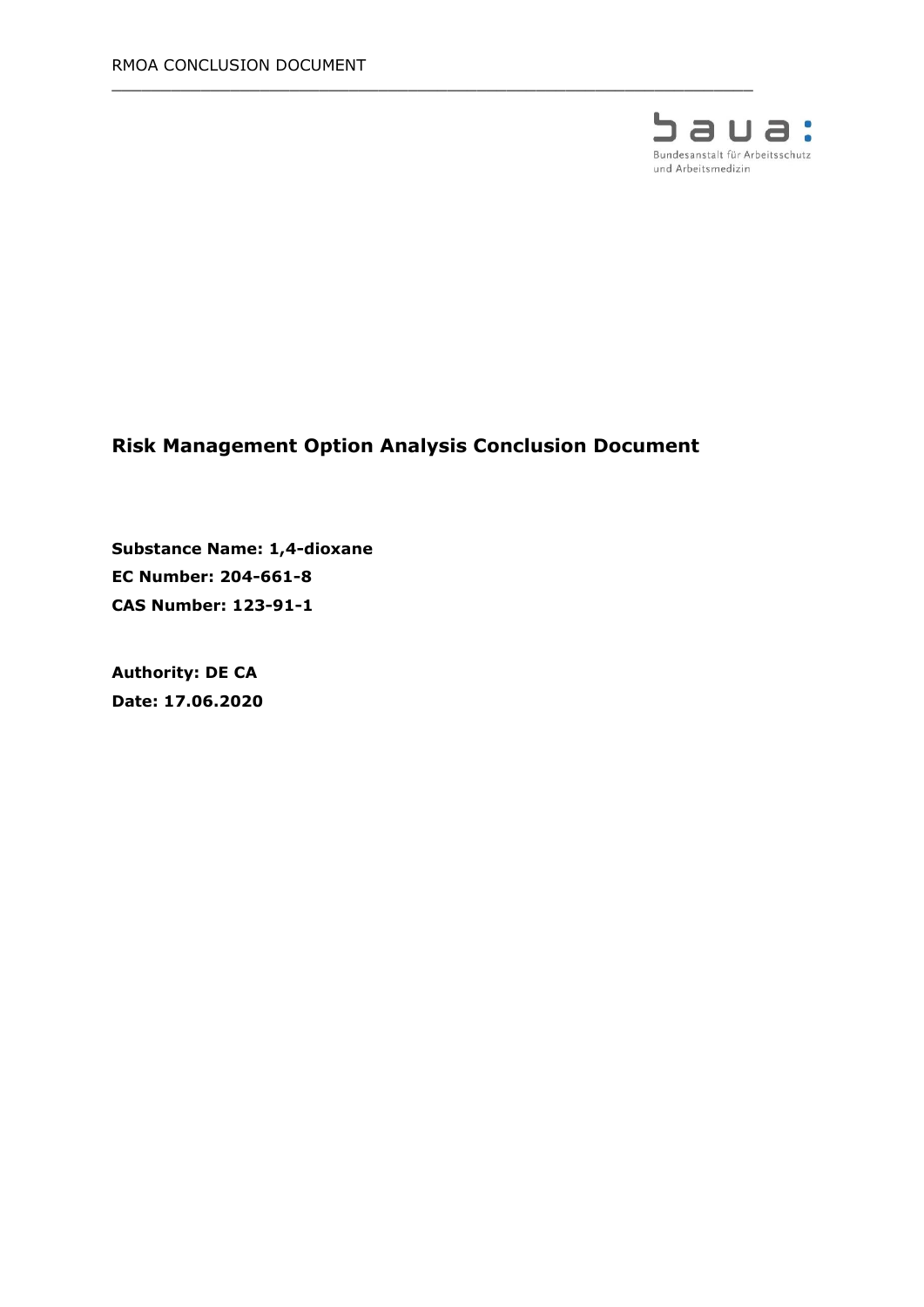# Risk Management Option Analysis Conclusion Document

**Substance Name: 1,4-dioxane**

**EC Number: 204-661-8**

**CAS Number: 123-91-1**

**Authority: DE CA**

**Date: 17.06.2020**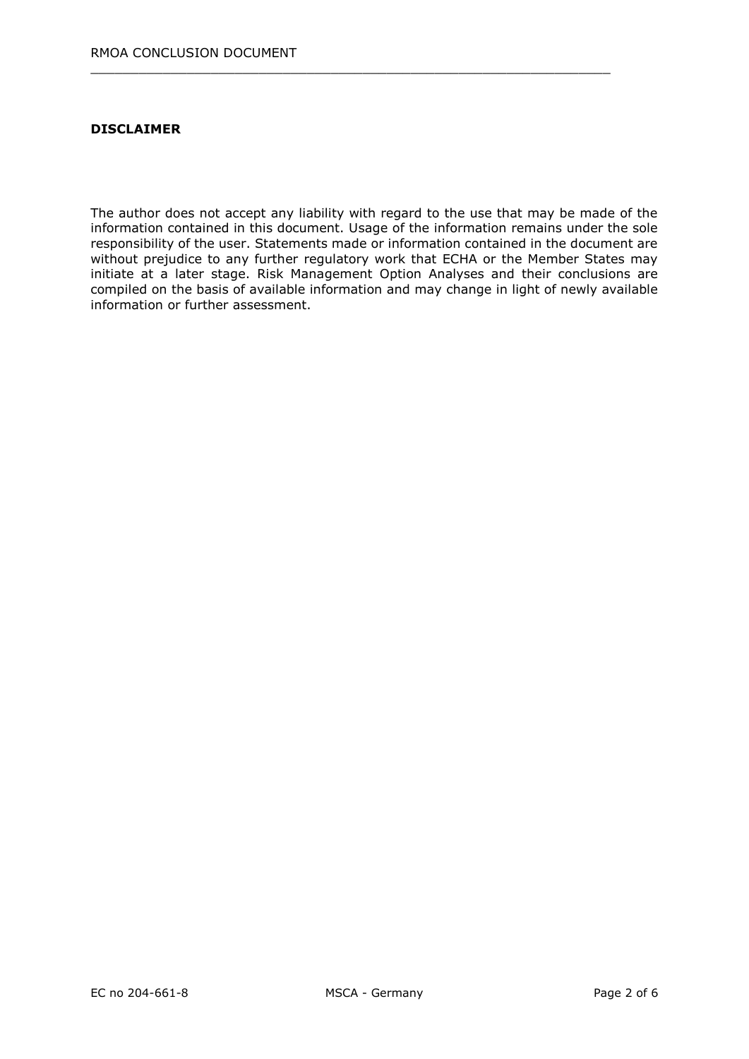**DISCLAIMER**

The author does not accept any liability with regard to the use that may be made of the information contained in this document. Usage of the information remains under the sole responsibility of the user. Statements made or information contained in the document are without prejudice to any further regulatory work that ECHA or the Member States may initiate at a later stage. Risk Management Option Analyses and their conclusions are compiled on the basis of available information and may change in light of newly available information or further assessment.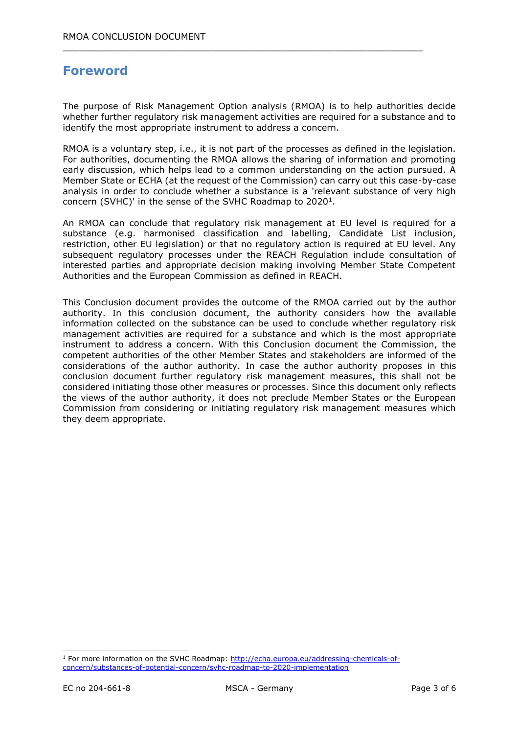## Foreword

The purpose of Risk Management Option analysis (RMOA) is to help authorities decide whether further regulatory risk management activities are required for a substance and to identify the most appropriate instrument to address a concern.

RMOA is a voluntary step, i.e., it is not part of the processes as defined in the legislation. For authorities, documenting the RMOA allows the sharing of information and promoting early discussion, which helps lead to a common understanding on the action pursued. A Member State or ECHA (at the request of the Commission) can carry out this case-by-case analysis in order to conclude whether a substance is a 'relevant substance of very high concern (SVHC)' in the sense of the SVHC Roadmap to 2020[1].

An RMOA can conclude that regulatory risk management at EU level is required for a substance (e.g. harmonised classification and labelling, Candidate List inclusion, restriction, other EU legislation) or that no regulatory action is required at EU level. Any subsequent regulatory processes under the REACH Regulation include consultation of interested parties and appropriate decision making involving Member State Competent Authorities and the European Commission as defined in REACH.

This Conclusion document provides the outcome of the RMOA carried out by the author authority. In this conclusion document, the authority considers how the available information collected on the substance can be used to conclude whether regulatory risk management activities are required for a substance and which is the most appropriate instrument to address a concern. With this Conclusion document the Commission, the competent authorities of the other Member States and stakeholders are informed of the considerations of the author authority. In case the author authority proposes in this conclusion document further regulatory risk management measures, this shall not be considered initiating those other measures or processes. Since this document only reflects the views of the author authority, it does not preclude Member States or the European Commission from considering or initiating regulatory risk management measures which they deem appropriate.

[1] For more information on the SVHC Roadmap: http://echa.europa.eu/addressing-chemicals-of-concern/substances-of-potential-concern/svhc-roadmap-to-2020-implementation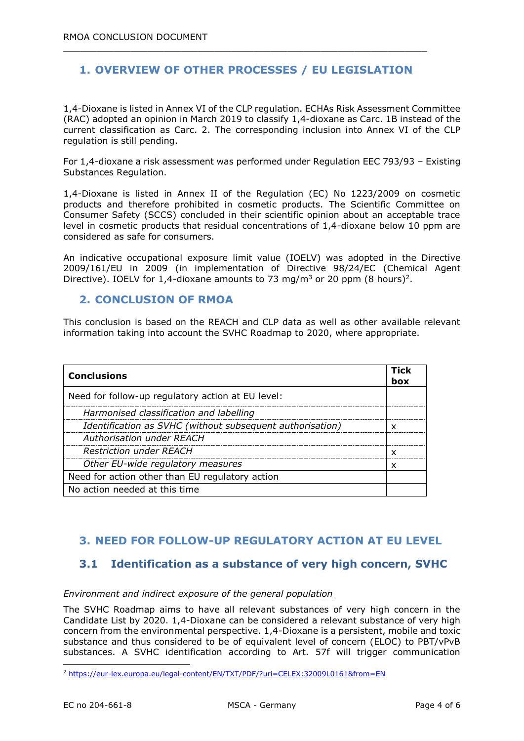## 1. OVERVIEW OF OTHER PROCESSES / EU LEGISLATION

1,4-Dioxane is listed in Annex VI of the CLP regulation. ECHAs Risk Assessment Committee (RAC) adopted an opinion in March 2019 to classify 1,4-dioxane as Carc. 1B instead of the current classification as Carc. 2. The corresponding inclusion into Annex VI of the CLP regulation is still pending.

For 1,4-dioxane a risk assessment was performed under Regulation EEC 793/93 – Existing Substances Regulation.

1,4-Dioxane is listed in Annex II of the Regulation (EC) No 1223/2009 on cosmetic products and therefore prohibited in cosmetic products. The Scientific Committee on Consumer Safety (SCCS) concluded in their scientific opinion about an acceptable trace level in cosmetic products that residual concentrations of 1,4-dioxane below 10 ppm are considered as safe for consumers.

An indicative occupational exposure limit value (IOELV) was adopted in the Directive 2009/161/EU in 2009 (in implementation of Directive 98/24/EC (Chemical Agent Directive). IOELV for 1,4-dioxane amounts to 73 mg/m$^3$ or 20 ppm (8 hours)[2].

## 2. CONCLUSION OF RMOA

This conclusion is based on the REACH and CLP data as well as other available relevant information taking into account the SVHC Roadmap to 2020, where appropriate.

| **Conclusions** | **Tick box** |
|---|---|
| Need for follow-up regulatory action at EU level: | |
| *Harmonised classification and labelling* | |
| *Identification as SVHC (without subsequent authorisation)* | x |
| *Authorisation under REACH* | |
| *Restriction under REACH* | x |
| *Other EU-wide regulatory measures* | x |
| Need for action other than EU regulatory action | |
| No action needed at this time | |

## 3. NEED FOR FOLLOW-UP REGULATORY ACTION AT EU LEVEL

### 3.1 Identification as a substance of very high concern, SVHC

*Environment and indirect exposure of the general population*

The SVHC Roadmap aims to have all relevant substances of very high concern in the Candidate List by 2020. 1,4-Dioxane can be considered a relevant substance of very high concern from the environmental perspective. 1,4-Dioxane is a persistent, mobile and toxic substance and thus considered to be of equivalent level of concern (ELOC) to PBT/vPvB substances. A SVHC identification according to Art. 57f will trigger communication

[2] https://eur-lex.europa.eu/legal-content/EN/TXT/PDF/?uri=CELEX:32009L0161&from=EN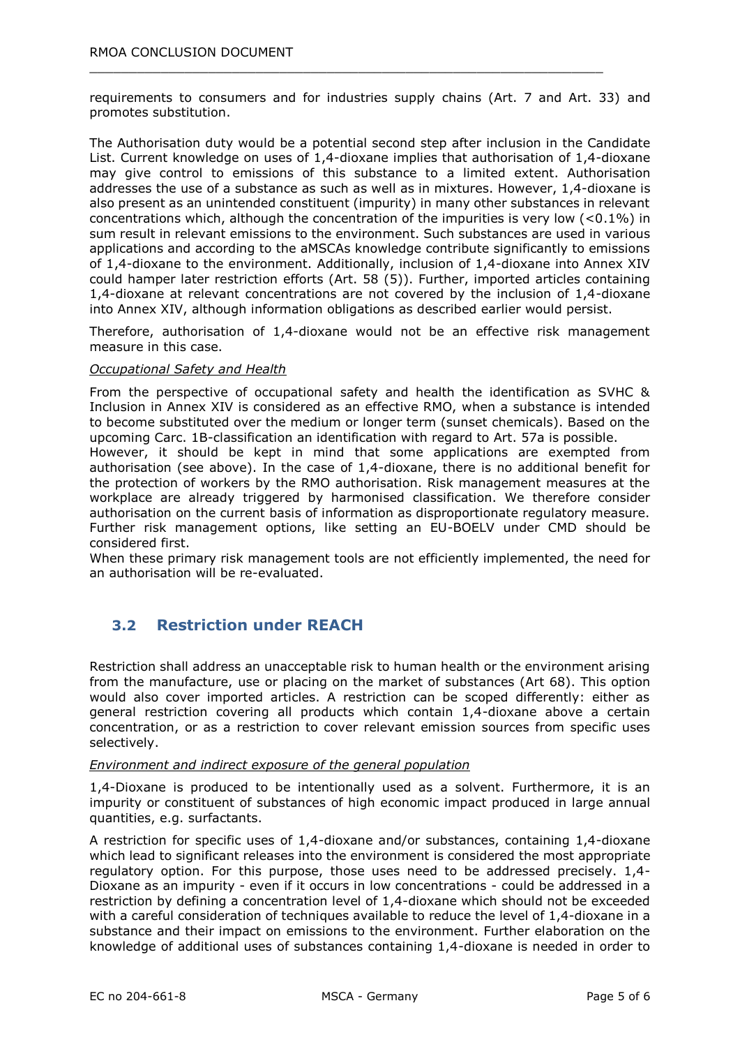requirements to consumers and for industries supply chains (Art. 7 and Art. 33) and promotes substitution.

The Authorisation duty would be a potential second step after inclusion in the Candidate List. Current knowledge on uses of 1,4-dioxane implies that authorisation of 1,4-dioxane may give control to emissions of this substance to a limited extent. Authorisation addresses the use of a substance as such as well as in mixtures. However, 1,4-dioxane is also present as an unintended constituent (impurity) in many other substances in relevant concentrations which, although the concentration of the impurities is very low (<0.1%) in sum result in relevant emissions to the environment. Such substances are used in various applications and according to the aMSCAs knowledge contribute significantly to emissions of 1,4-dioxane to the environment. Additionally, inclusion of 1,4-dioxane into Annex XIV could hamper later restriction efforts (Art. 58 (5)). Further, imported articles containing 1,4-dioxane at relevant concentrations are not covered by the inclusion of 1,4-dioxane into Annex XIV, although information obligations as described earlier would persist.

Therefore, authorisation of 1,4-dioxane would not be an effective risk management measure in this case.

*Occupational Safety and Health*

From the perspective of occupational safety and health the identification as SVHC & Inclusion in Annex XIV is considered as an effective RMO, when a substance is intended to become substituted over the medium or longer term (sunset chemicals). Based on the upcoming Carc. 1B-classification an identification with regard to Art. 57a is possible.
However, it should be kept in mind that some applications are exempted from authorisation (see above). In the case of 1,4-dioxane, there is no additional benefit for the protection of workers by the RMO authorisation. Risk management measures at the workplace are already triggered by harmonised classification. We therefore consider authorisation on the current basis of information as disproportionate regulatory measure. Further risk management options, like setting an EU-BOELV under CMD should be considered first.
When these primary risk management tools are not efficiently implemented, the need for an authorisation will be re-evaluated.

## 3.2 Restriction under REACH

Restriction shall address an unacceptable risk to human health or the environment arising from the manufacture, use or placing on the market of substances (Art 68). This option would also cover imported articles. A restriction can be scoped differently: either as general restriction covering all products which contain 1,4-dioxane above a certain concentration, or as a restriction to cover relevant emission sources from specific uses selectively.

*Environment and indirect exposure of the general population*

1,4-Dioxane is produced to be intentionally used as a solvent. Furthermore, it is an impurity or constituent of substances of high economic impact produced in large annual quantities, e.g. surfactants.

A restriction for specific uses of 1,4-dioxane and/or substances, containing 1,4-dioxane which lead to significant releases into the environment is considered the most appropriate regulatory option. For this purpose, those uses need to be addressed precisely. 1,4-Dioxane as an impurity - even if it occurs in low concentrations - could be addressed in a restriction by defining a concentration level of 1,4-dioxane which should not be exceeded with a careful consideration of techniques available to reduce the level of 1,4-dioxane in a substance and their impact on emissions to the environment. Further elaboration on the knowledge of additional uses of substances containing 1,4-dioxane is needed in order to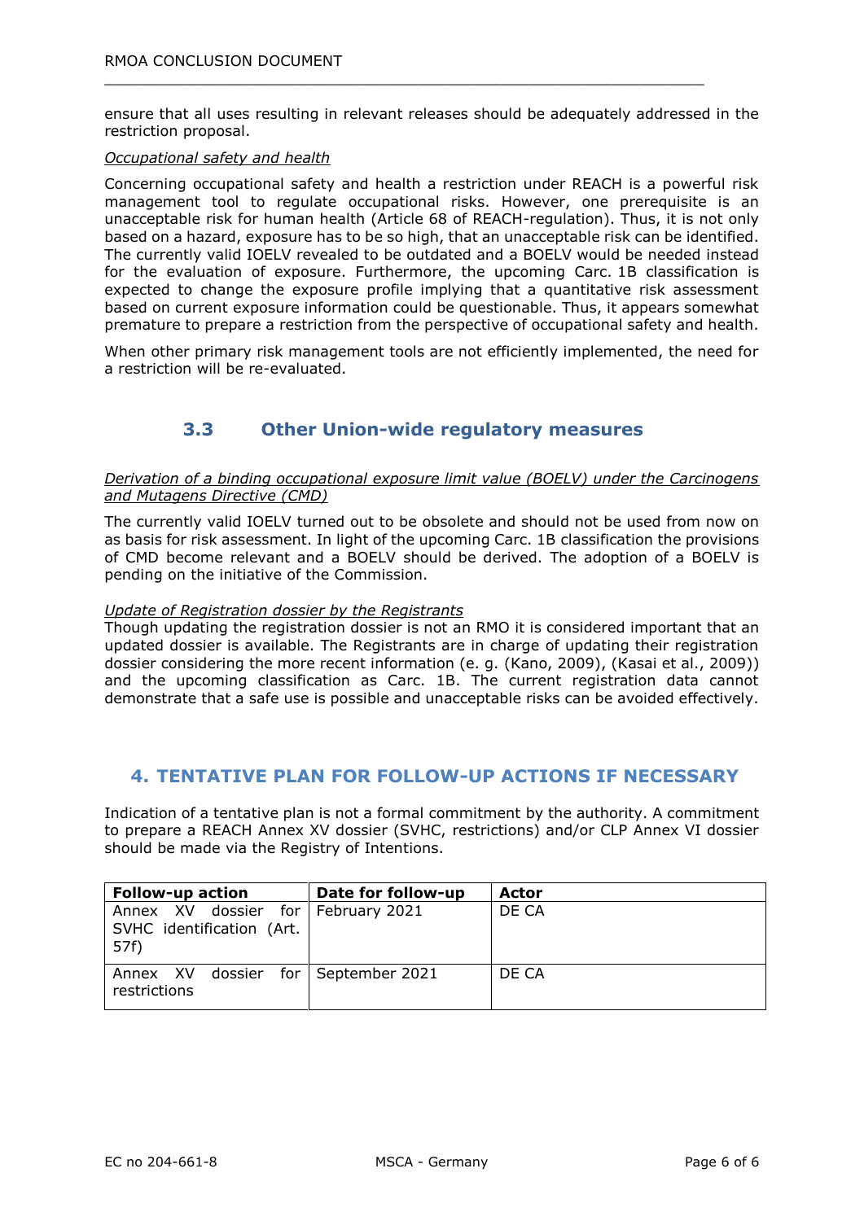ensure that all uses resulting in relevant releases should be adequately addressed in the restriction proposal.

*Occupational safety and health*

Concerning occupational safety and health a restriction under REACH is a powerful risk management tool to regulate occupational risks. However, one prerequisite is an unacceptable risk for human health (Article 68 of REACH-regulation). Thus, it is not only based on a hazard, exposure has to be so high, that an unacceptable risk can be identified. The currently valid IOELV revealed to be outdated and a BOELV would be needed instead for the evaluation of exposure. Furthermore, the upcoming Carc. 1B classification is expected to change the exposure profile implying that a quantitative risk assessment based on current exposure information could be questionable. Thus, it appears somewhat premature to prepare a restriction from the perspective of occupational safety and health.

When other primary risk management tools are not efficiently implemented, the need for a restriction will be re-evaluated.

## 3.3 Other Union-wide regulatory measures

*Derivation of a binding occupational exposure limit value (BOELV) under the Carcinogens and Mutagens Directive (CMD)*

The currently valid IOELV turned out to be obsolete and should not be used from now on as basis for risk assessment. In light of the upcoming Carc. 1B classification the provisions of CMD become relevant and a BOELV should be derived. The adoption of a BOELV is pending on the initiative of the Commission.

*Update of Registration dossier by the Registrants*

Though updating the registration dossier is not an RMO it is considered important that an updated dossier is available. The Registrants are in charge of updating their registration dossier considering the more recent information (e. g. (Kano, 2009), (Kasai et al., 2009)) and the upcoming classification as Carc. 1B. The current registration data cannot demonstrate that a safe use is possible and unacceptable risks can be avoided effectively.

# 4. TENTATIVE PLAN FOR FOLLOW-UP ACTIONS IF NECESSARY

Indication of a tentative plan is not a formal commitment by the authority. A commitment to prepare a REACH Annex XV dossier (SVHC, restrictions) and/or CLP Annex VI dossier should be made via the Registry of Intentions.

| Follow-up action | Date for follow-up | Actor |
|---|---|---|
| Annex XV dossier for SVHC identification (Art. 57f) | February 2021 | DE CA |
| Annex XV dossier for restrictions | September 2021 | DE CA |